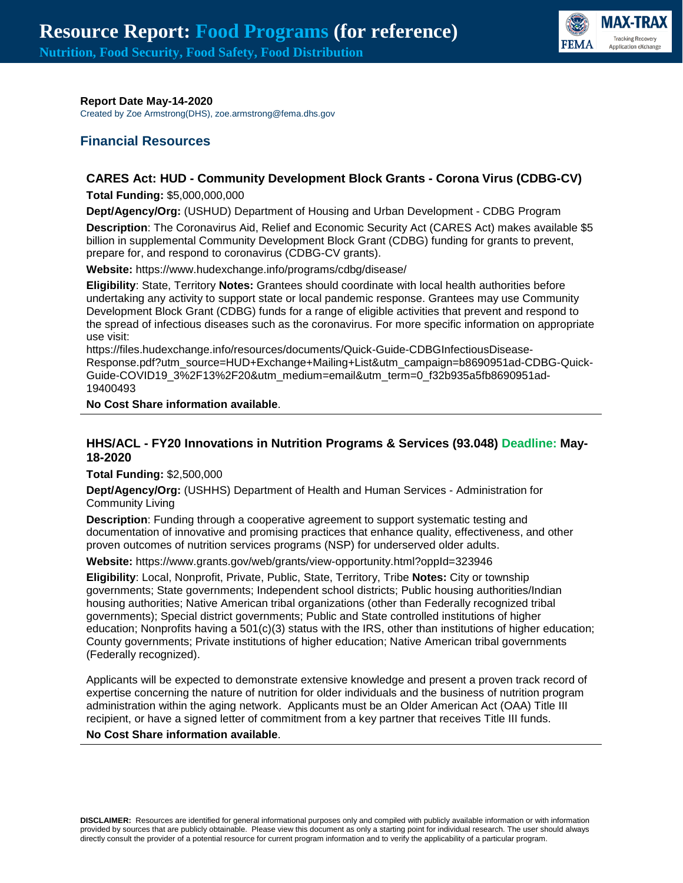# Resource Report: Food Programs (for reference)

**Nutrition, Food Security, Food Safety, Food Distribution**

**Report Date May-14-2020**
Created by Zoe Armstrong(DHS), zoe.armstrong@fema.dhs.gov

## Financial Resources

### CARES Act: HUD - Community Development Block Grants - Corona Virus (CDBG-CV)

**Total Funding:** $5,000,000,000

**Dept/Agency/Org:** (USHUD) Department of Housing and Urban Development - CDBG Program

**Description**: The Coronavirus Aid, Relief and Economic Security Act (CARES Act) makes available $5 billion in supplemental Community Development Block Grant (CDBG) funding for grants to prevent, prepare for, and respond to coronavirus (CDBG-CV grants).

**Website:** https://www.hudexchange.info/programs/cdbg/disease/

**Eligibility**: State, Territory **Notes:** Grantees should coordinate with local health authorities before undertaking any activity to support state or local pandemic response. Grantees may use Community Development Block Grant (CDBG) funds for a range of eligible activities that prevent and respond to the spread of infectious diseases such as the coronavirus. For more specific information on appropriate use visit:
https://files.hudexchange.info/resources/documents/Quick-Guide-CDBGInfectiousDisease-Response.pdf?utm_source=HUD+Exchange+Mailing+List&utm_campaign=b8690951ad-CDBG-Quick-Guide-COVID19_3%2F13%2F20&utm_medium=email&utm_term=0_f32b935a5fb8690951ad-19400493

**No Cost Share information available**.

---

### HHS/ACL - FY20 Innovations in Nutrition Programs & Services (93.048) Deadline: May-18-2020

**Total Funding:** $2,500,000

**Dept/Agency/Org:** (USHHS) Department of Health and Human Services - Administration for Community Living

**Description**: Funding through a cooperative agreement to support systematic testing and documentation of innovative and promising practices that enhance quality, effectiveness, and other proven outcomes of nutrition services programs (NSP) for underserved older adults.

**Website:** https://www.grants.gov/web/grants/view-opportunity.html?oppId=323946

**Eligibility**: Local, Nonprofit, Private, Public, State, Territory, Tribe **Notes:** City or township governments; State governments; Independent school districts; Public housing authorities/Indian housing authorities; Native American tribal organizations (other than Federally recognized tribal governments); Special district governments; Public and State controlled institutions of higher education; Nonprofits having a 501(c)(3) status with the IRS, other than institutions of higher education; County governments; Private institutions of higher education; Native American tribal governments (Federally recognized).

Applicants will be expected to demonstrate extensive knowledge and present a proven track record of expertise concerning the nature of nutrition for older individuals and the business of nutrition program administration within the aging network. Applicants must be an Older American Act (OAA) Title III recipient, or have a signed letter of commitment from a key partner that receives Title III funds.

**No Cost Share information available**.

---

**DISCLAIMER:** Resources are identified for general informational purposes only and compiled with publicly available information or with information provided by sources that are publicly obtainable. Please view this document as only a starting point for individual research. The user should always directly consult the provider of a potential resource for current program information and to verify the applicability of a particular program.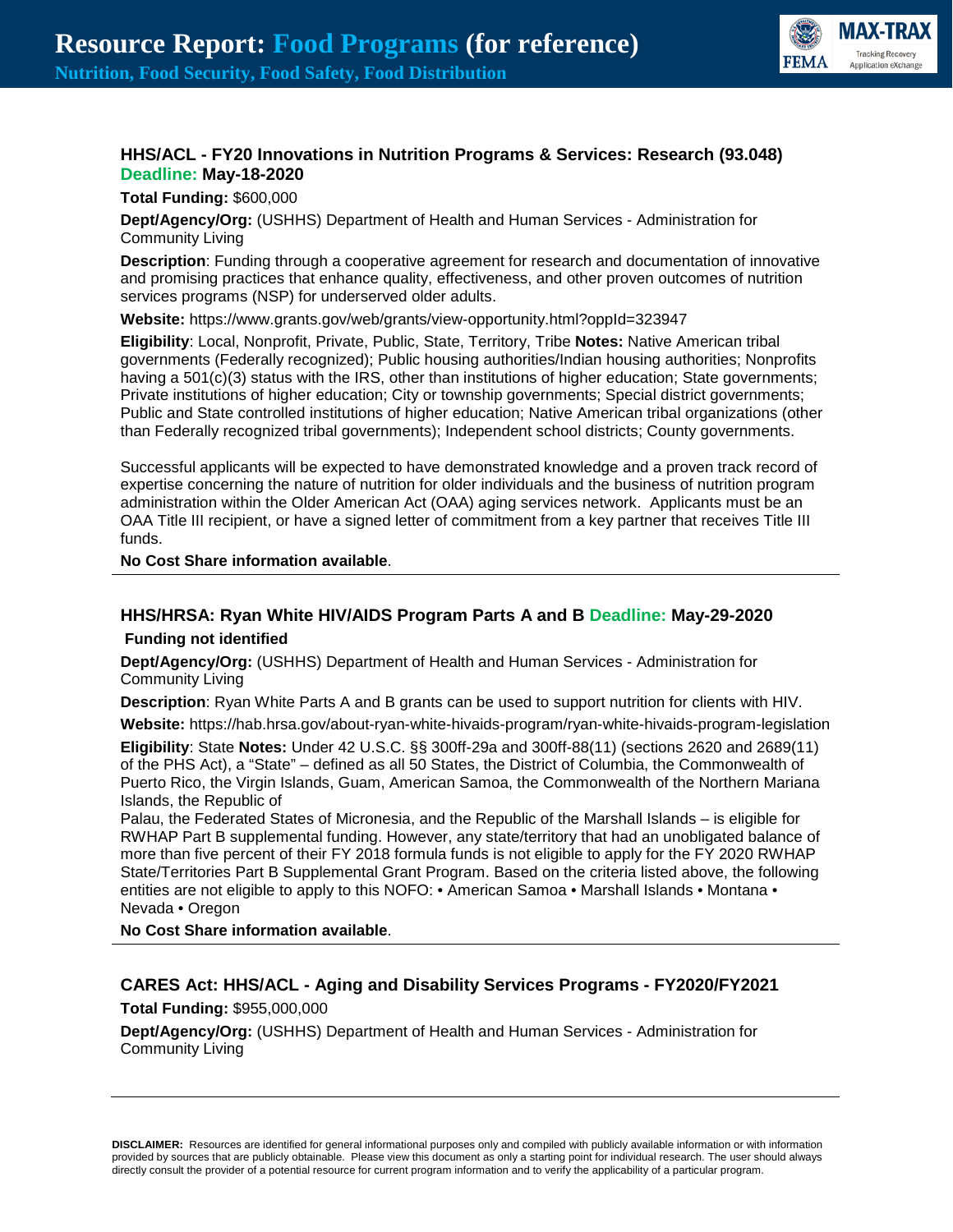### HHS/ACL - FY20 Innovations in Nutrition Programs & Services: Research (93.048) Deadline: May-18-2020

**Total Funding:** $600,000

**Dept/Agency/Org:** (USHHS) Department of Health and Human Services - Administration for Community Living

**Description**: Funding through a cooperative agreement for research and documentation of innovative and promising practices that enhance quality, effectiveness, and other proven outcomes of nutrition services programs (NSP) for underserved older adults.

**Website:** https://www.grants.gov/web/grants/view-opportunity.html?oppId=323947

**Eligibility**: Local, Nonprofit, Private, Public, State, Territory, Tribe **Notes:** Native American tribal governments (Federally recognized); Public housing authorities/Indian housing authorities; Nonprofits having a 501(c)(3) status with the IRS, other than institutions of higher education; State governments; Private institutions of higher education; City or township governments; Special district governments; Public and State controlled institutions of higher education; Native American tribal organizations (other than Federally recognized tribal governments); Independent school districts; County governments.

Successful applicants will be expected to have demonstrated knowledge and a proven track record of expertise concerning the nature of nutrition for older individuals and the business of nutrition program administration within the Older American Act (OAA) aging services network. Applicants must be an OAA Title III recipient, or have a signed letter of commitment from a key partner that receives Title III funds.

**No Cost Share information available**.

---

### HHS/HRSA: Ryan White HIV/AIDS Program Parts A and B Deadline: May-29-2020

**Funding not identified**

**Dept/Agency/Org:** (USHHS) Department of Health and Human Services - Administration for Community Living

**Description**: Ryan White Parts A and B grants can be used to support nutrition for clients with HIV.

**Website:** https://hab.hrsa.gov/about-ryan-white-hivaids-program/ryan-white-hivaids-program-legislation

**Eligibility**: State **Notes:** Under 42 U.S.C. §§ 300ff-29a and 300ff-88(11) (sections 2620 and 2689(11) of the PHS Act), a "State" – defined as all 50 States, the District of Columbia, the Commonwealth of Puerto Rico, the Virgin Islands, Guam, American Samoa, the Commonwealth of the Northern Mariana Islands, the Republic of Palau, the Federated States of Micronesia, and the Republic of the Marshall Islands – is eligible for RWHAP Part B supplemental funding. However, any state/territory that had an unobligated balance of more than five percent of their FY 2018 formula funds is not eligible to apply for the FY 2020 RWHAP State/Territories Part B Supplemental Grant Program. Based on the criteria listed above, the following entities are not eligible to apply to this NOFO: • American Samoa • Marshall Islands • Montana • Nevada • Oregon

**No Cost Share information available**.

---

### CARES Act: HHS/ACL - Aging and Disability Services Programs - FY2020/FY2021

**Total Funding:** $955,000,000

**Dept/Agency/Org:** (USHHS) Department of Health and Human Services - Administration for Community Living

---

**DISCLAIMER:** Resources are identified for general informational purposes only and compiled with publicly available information or with information provided by sources that are publicly obtainable. Please view this document as only a starting point for individual research. The user should always directly consult the provider of a potential resource for current program information and to verify the applicability of a particular program.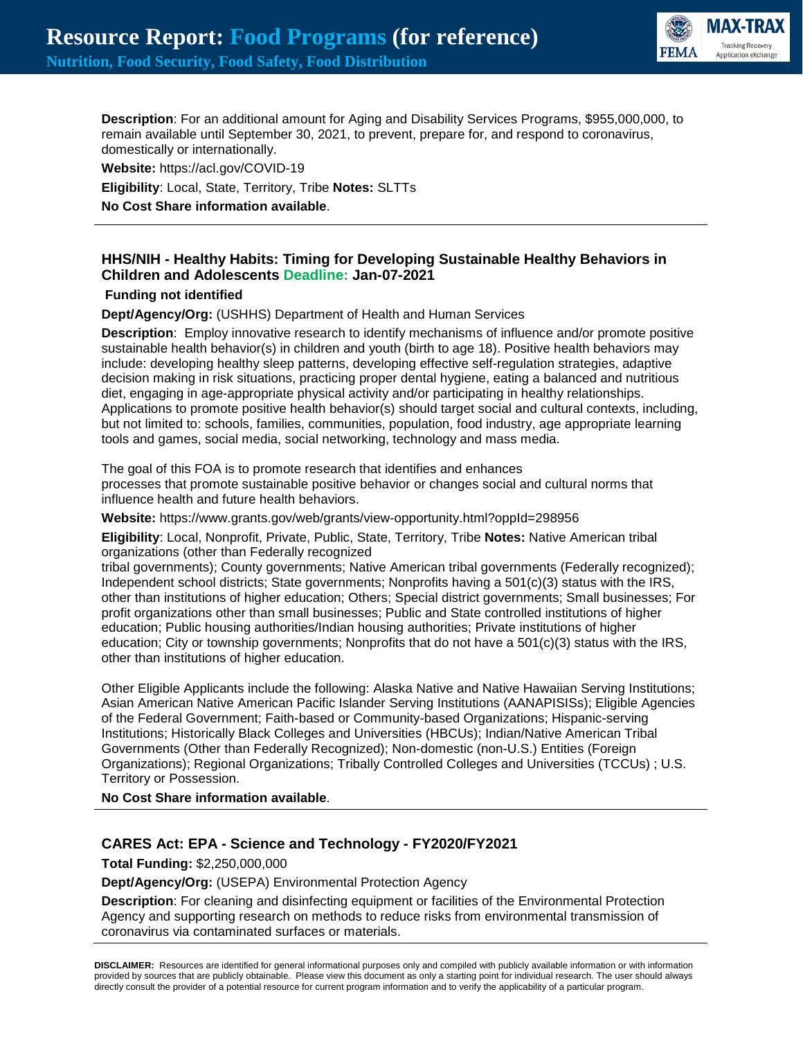**Description**: For an additional amount for Aging and Disability Services Programs, $955,000,000, to remain available until September 30, 2021, to prevent, prepare for, and respond to coronavirus, domestically or internationally.

**Website:** https://acl.gov/COVID-19

**Eligibility**: Local, State, Territory, Tribe **Notes:** SLTTs

**No Cost Share information available**.

---

### HHS/NIH - Healthy Habits: Timing for Developing Sustainable Healthy Behaviors in Children and Adolescents Deadline: Jan-07-2021

**Funding not identified**

**Dept/Agency/Org:** (USHHS) Department of Health and Human Services

**Description**: Employ innovative research to identify mechanisms of influence and/or promote positive sustainable health behavior(s) in children and youth (birth to age 18). Positive health behaviors may include: developing healthy sleep patterns, developing effective self-regulation strategies, adaptive decision making in risk situations, practicing proper dental hygiene, eating a balanced and nutritious diet, engaging in age-appropriate physical activity and/or participating in healthy relationships. Applications to promote positive health behavior(s) should target social and cultural contexts, including, but not limited to: schools, families, communities, population, food industry, age appropriate learning tools and games, social media, social networking, technology and mass media.

The goal of this FOA is to promote research that identifies and enhances processes that promote sustainable positive behavior or changes social and cultural norms that influence health and future health behaviors.

**Website:** https://www.grants.gov/web/grants/view-opportunity.html?oppId=298956

**Eligibility**: Local, Nonprofit, Private, Public, State, Territory, Tribe **Notes:** Native American tribal organizations (other than Federally recognized tribal governments); County governments; Native American tribal governments (Federally recognized); Independent school districts; State governments; Nonprofits having a 501(c)(3) status with the IRS, other than institutions of higher education; Others; Special district governments; Small businesses; For profit organizations other than small businesses; Public and State controlled institutions of higher education; Public housing authorities/Indian housing authorities; Private institutions of higher education; City or township governments; Nonprofits that do not have a 501(c)(3) status with the IRS, other than institutions of higher education.

Other Eligible Applicants include the following: Alaska Native and Native Hawaiian Serving Institutions; Asian American Native American Pacific Islander Serving Institutions (AANAPISISs); Eligible Agencies of the Federal Government; Faith-based or Community-based Organizations; Hispanic-serving Institutions; Historically Black Colleges and Universities (HBCUs); Indian/Native American Tribal Governments (Other than Federally Recognized); Non-domestic (non-U.S.) Entities (Foreign Organizations); Regional Organizations; Tribally Controlled Colleges and Universities (TCCUs) ; U.S. Territory or Possession.

**No Cost Share information available**.

---

### CARES Act: EPA - Science and Technology - FY2020/FY2021

**Total Funding:** $2,250,000,000

**Dept/Agency/Org:** (USEPA) Environmental Protection Agency

**Description**: For cleaning and disinfecting equipment or facilities of the Environmental Protection Agency and supporting research on methods to reduce risks from environmental transmission of coronavirus via contaminated surfaces or materials.

---

**DISCLAIMER:** Resources are identified for general informational purposes only and compiled with publicly available information or with information provided by sources that are publicly obtainable. Please view this document as only a starting point for individual research. The user should always directly consult the provider of a potential resource for current program information and to verify the applicability of a particular program.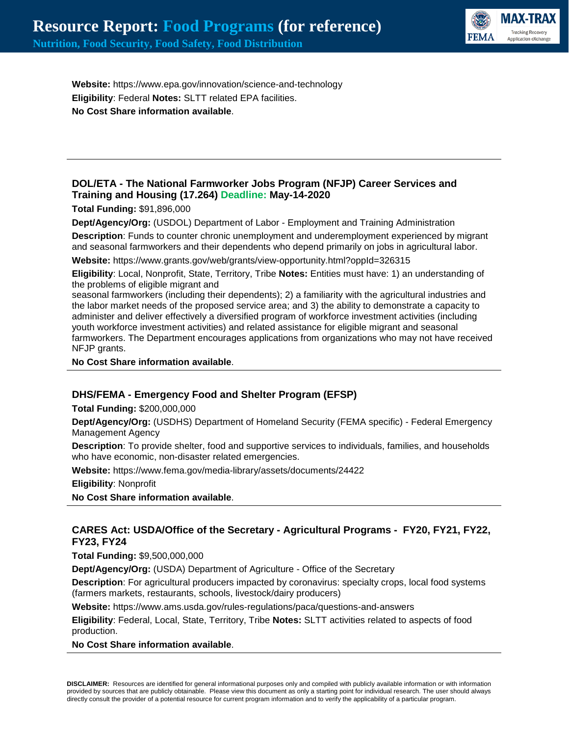**Website:** https://www.epa.gov/innovation/science-and-technology

**Eligibility**: Federal **Notes:** SLTT related EPA facilities.

**No Cost Share information available**.

---

### DOL/ETA - The National Farmworker Jobs Program (NFJP) Career Services and Training and Housing (17.264) Deadline: May-14-2020

**Total Funding:** $91,896,000

**Dept/Agency/Org:** (USDOL) Department of Labor - Employment and Training Administration

**Description**: Funds to counter chronic unemployment and underemployment experienced by migrant and seasonal farmworkers and their dependents who depend primarily on jobs in agricultural labor.

**Website:** https://www.grants.gov/web/grants/view-opportunity.html?oppId=326315

**Eligibility**: Local, Nonprofit, State, Territory, Tribe **Notes:** Entities must have: 1) an understanding of the problems of eligible migrant and seasonal farmworkers (including their dependents); 2) a familiarity with the agricultural industries and the labor market needs of the proposed service area; and 3) the ability to demonstrate a capacity to administer and deliver effectively a diversified program of workforce investment activities (including youth workforce investment activities) and related assistance for eligible migrant and seasonal farmworkers. The Department encourages applications from organizations who may not have received NFJP grants.

**No Cost Share information available**.

---

### DHS/FEMA - Emergency Food and Shelter Program (EFSP)

**Total Funding:** $200,000,000

**Dept/Agency/Org:** (USDHS) Department of Homeland Security (FEMA specific) - Federal Emergency Management Agency

**Description**: To provide shelter, food and supportive services to individuals, families, and households who have economic, non-disaster related emergencies.

**Website:** https://www.fema.gov/media-library/assets/documents/24422

**Eligibility**: Nonprofit

**No Cost Share information available**.

---

### CARES Act: USDA/Office of the Secretary - Agricultural Programs - FY20, FY21, FY22, FY23, FY24

**Total Funding:** $9,500,000,000

**Dept/Agency/Org:** (USDA) Department of Agriculture - Office of the Secretary

**Description**: For agricultural producers impacted by coronavirus: specialty crops, local food systems (farmers markets, restaurants, schools, livestock/dairy producers)

**Website:** https://www.ams.usda.gov/rules-regulations/paca/questions-and-answers

**Eligibility**: Federal, Local, State, Territory, Tribe **Notes:** SLTT activities related to aspects of food production.

**No Cost Share information available**.

---

**DISCLAIMER:** Resources are identified for general informational purposes only and compiled with publicly available information or with information provided by sources that are publicly obtainable. Please view this document as only a starting point for individual research. The user should always directly consult the provider of a potential resource for current program information and to verify the applicability of a particular program.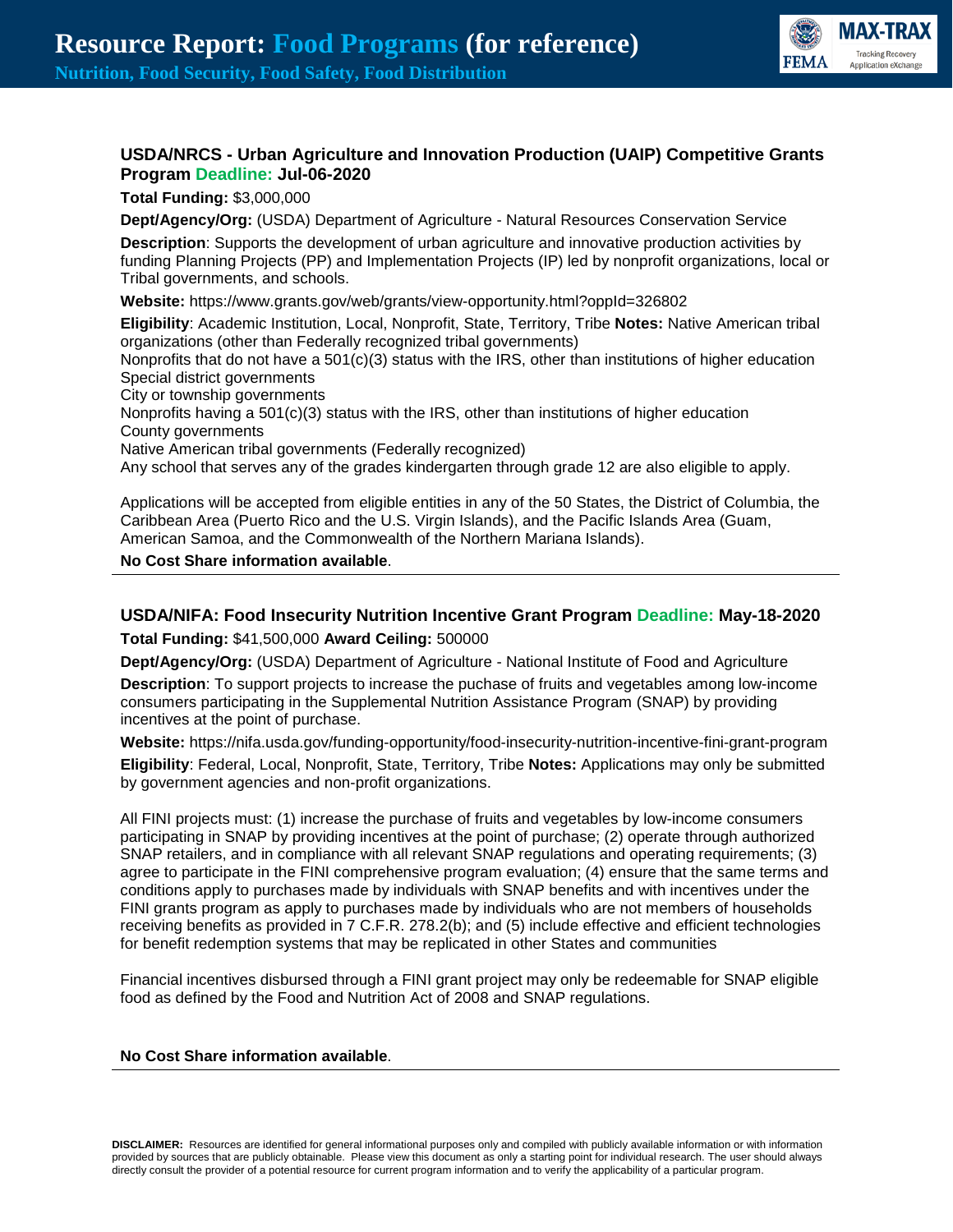## USDA/NRCS - Urban Agriculture and Innovation Production (UAIP) Competitive Grants Program Deadline: Jul-06-2020

**Total Funding:** $3,000,000

**Dept/Agency/Org:** (USDA) Department of Agriculture - Natural Resources Conservation Service

**Description**: Supports the development of urban agriculture and innovative production activities by funding Planning Projects (PP) and Implementation Projects (IP) led by nonprofit organizations, local or Tribal governments, and schools.

**Website:** https://www.grants.gov/web/grants/view-opportunity.html?oppId=326802

**Eligibility**: Academic Institution, Local, Nonprofit, State, Territory, Tribe **Notes:** Native American tribal organizations (other than Federally recognized tribal governments)
Nonprofits that do not have a 501(c)(3) status with the IRS, other than institutions of higher education
Special district governments
City or township governments
Nonprofits having a 501(c)(3) status with the IRS, other than institutions of higher education
County governments
Native American tribal governments (Federally recognized)
Any school that serves any of the grades kindergarten through grade 12 are also eligible to apply.

Applications will be accepted from eligible entities in any of the 50 States, the District of Columbia, the Caribbean Area (Puerto Rico and the U.S. Virgin Islands), and the Pacific Islands Area (Guam, American Samoa, and the Commonwealth of the Northern Mariana Islands).

**No Cost Share information available**.

---

## USDA/NIFA: Food Insecurity Nutrition Incentive Grant Program Deadline: May-18-2020

**Total Funding:** $41,500,000 **Award Ceiling:** 500000

**Dept/Agency/Org:** (USDA) Department of Agriculture - National Institute of Food and Agriculture

**Description**: To support projects to increase the puchase of fruits and vegetables among low-income consumers participating in the Supplemental Nutrition Assistance Program (SNAP) by providing incentives at the point of purchase.

**Website:** https://nifa.usda.gov/funding-opportunity/food-insecurity-nutrition-incentive-fini-grant-program

**Eligibility**: Federal, Local, Nonprofit, State, Territory, Tribe **Notes:** Applications may only be submitted by government agencies and non-profit organizations.

All FINI projects must: (1) increase the purchase of fruits and vegetables by low-income consumers participating in SNAP by providing incentives at the point of purchase; (2) operate through authorized SNAP retailers, and in compliance with all relevant SNAP regulations and operating requirements; (3) agree to participate in the FINI comprehensive program evaluation; (4) ensure that the same terms and conditions apply to purchases made by individuals with SNAP benefits and with incentives under the FINI grants program as apply to purchases made by individuals who are not members of households receiving benefits as provided in 7 C.F.R. 278.2(b); and (5) include effective and efficient technologies for benefit redemption systems that may be replicated in other States and communities

Financial incentives disbursed through a FINI grant project may only be redeemable for SNAP eligible food as defined by the Food and Nutrition Act of 2008 and SNAP regulations.

**No Cost Share information available**.

---

**DISCLAIMER:** Resources are identified for general informational purposes only and compiled with publicly available information or with information provided by sources that are publicly obtainable. Please view this document as only a starting point for individual research. The user should always directly consult the provider of a potential resource for current program information and to verify the applicability of a particular program.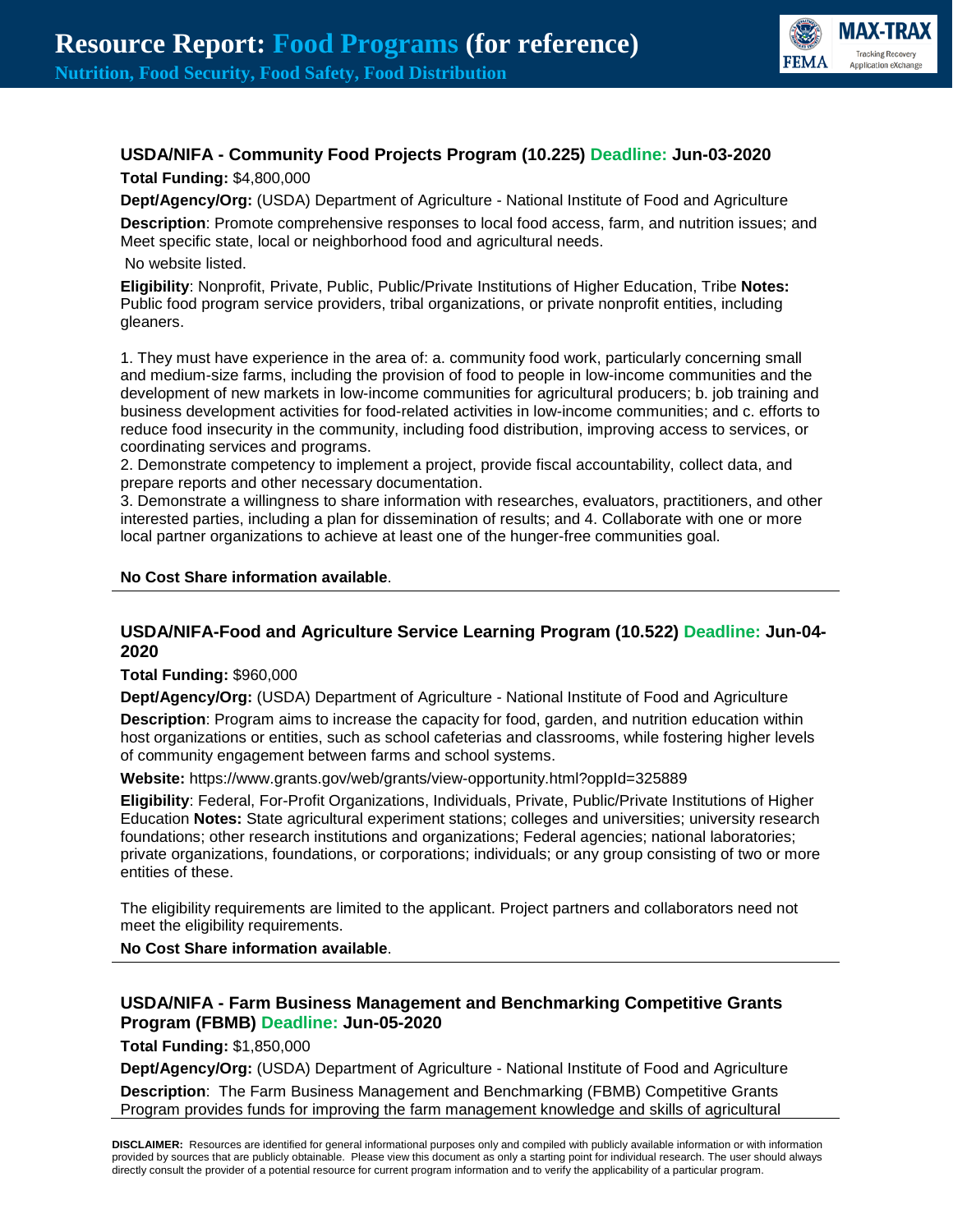### USDA/NIFA - Community Food Projects Program (10.225) Deadline: Jun-03-2020

**Total Funding:** $4,800,000

**Dept/Agency/Org:** (USDA) Department of Agriculture - National Institute of Food and Agriculture

**Description**: Promote comprehensive responses to local food access, farm, and nutrition issues; and Meet specific state, local or neighborhood food and agricultural needs.

No website listed.

**Eligibility**: Nonprofit, Private, Public, Public/Private Institutions of Higher Education, Tribe **Notes:** Public food program service providers, tribal organizations, or private nonprofit entities, including gleaners.

1. They must have experience in the area of: a. community food work, particularly concerning small and medium-size farms, including the provision of food to people in low-income communities and the development of new markets in low-income communities for agricultural producers; b. job training and business development activities for food-related activities in low-income communities; and c. efforts to reduce food insecurity in the community, including food distribution, improving access to services, or coordinating services and programs.
2. Demonstrate competency to implement a project, provide fiscal accountability, collect data, and prepare reports and other necessary documentation.
3. Demonstrate a willingness to share information with researches, evaluators, practitioners, and other interested parties, including a plan for dissemination of results; and 4. Collaborate with one or more local partner organizations to achieve at least one of the hunger-free communities goal.

**No Cost Share information available**.

---

### USDA/NIFA-Food and Agriculture Service Learning Program (10.522) Deadline: Jun-04-2020

**Total Funding:** $960,000

**Dept/Agency/Org:** (USDA) Department of Agriculture - National Institute of Food and Agriculture

**Description**: Program aims to increase the capacity for food, garden, and nutrition education within host organizations or entities, such as school cafeterias and classrooms, while fostering higher levels of community engagement between farms and school systems.

**Website:** https://www.grants.gov/web/grants/view-opportunity.html?oppId=325889

**Eligibility**: Federal, For-Profit Organizations, Individuals, Private, Public/Private Institutions of Higher Education **Notes:** State agricultural experiment stations; colleges and universities; university research foundations; other research institutions and organizations; Federal agencies; national laboratories; private organizations, foundations, or corporations; individuals; or any group consisting of two or more entities of these.

The eligibility requirements are limited to the applicant. Project partners and collaborators need not meet the eligibility requirements.

**No Cost Share information available**.

---

### USDA/NIFA - Farm Business Management and Benchmarking Competitive Grants Program (FBMB) Deadline: Jun-05-2020

**Total Funding:** $1,850,000

**Dept/Agency/Org:** (USDA) Department of Agriculture - National Institute of Food and Agriculture

**Description**: The Farm Business Management and Benchmarking (FBMB) Competitive Grants Program provides funds for improving the farm management knowledge and skills of agricultural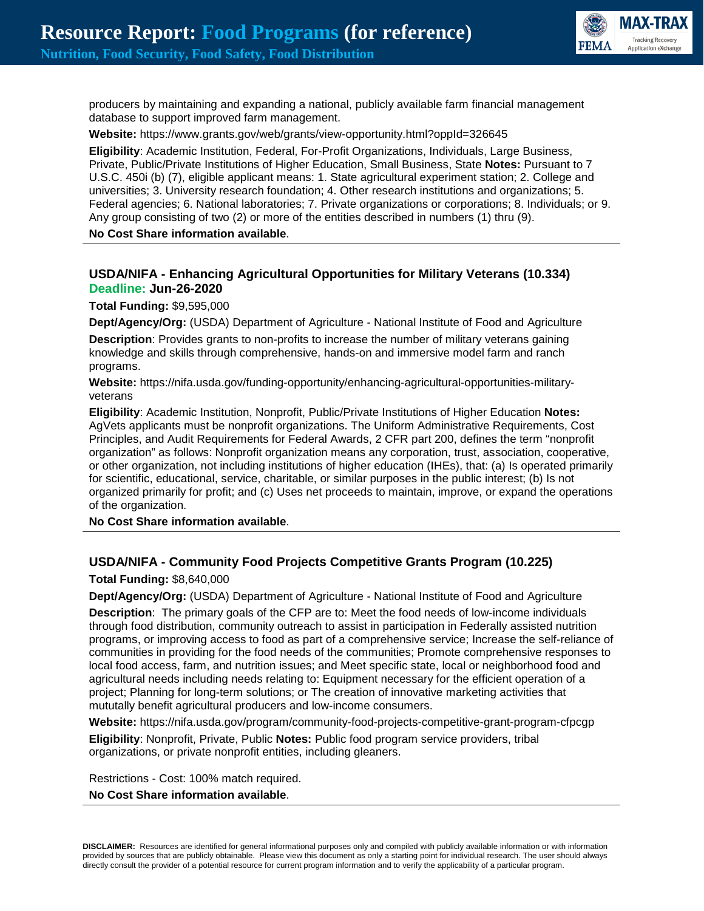producers by maintaining and expanding a national, publicly available farm financial management database to support improved farm management.

**Website:** https://www.grants.gov/web/grants/view-opportunity.html?oppId=326645

**Eligibility**: Academic Institution, Federal, For-Profit Organizations, Individuals, Large Business, Private, Public/Private Institutions of Higher Education, Small Business, State **Notes:** Pursuant to 7 U.S.C. 450i (b) (7), eligible applicant means: 1. State agricultural experiment station; 2. College and universities; 3. University research foundation; 4. Other research institutions and organizations; 5. Federal agencies; 6. National laboratories; 7. Private organizations or corporations; 8. Individuals; or 9. Any group consisting of two (2) or more of the entities described in numbers (1) thru (9).

**No Cost Share information available**.

---

### USDA/NIFA - Enhancing Agricultural Opportunities for Military Veterans (10.334)
**Deadline: Jun-26-2020**

**Total Funding:** $9,595,000

**Dept/Agency/Org:** (USDA) Department of Agriculture - National Institute of Food and Agriculture

**Description**: Provides grants to non-profits to increase the number of military veterans gaining knowledge and skills through comprehensive, hands-on and immersive model farm and ranch programs.

**Website:** https://nifa.usda.gov/funding-opportunity/enhancing-agricultural-opportunities-military-veterans

**Eligibility**: Academic Institution, Nonprofit, Public/Private Institutions of Higher Education **Notes:** AgVets applicants must be nonprofit organizations. The Uniform Administrative Requirements, Cost Principles, and Audit Requirements for Federal Awards, 2 CFR part 200, defines the term "nonprofit organization" as follows: Nonprofit organization means any corporation, trust, association, cooperative, or other organization, not including institutions of higher education (IHEs), that: (a) Is operated primarily for scientific, educational, service, charitable, or similar purposes in the public interest; (b) Is not organized primarily for profit; and (c) Uses net proceeds to maintain, improve, or expand the operations of the organization.

**No Cost Share information available**.

---

### USDA/NIFA - Community Food Projects Competitive Grants Program (10.225)

**Total Funding:** $8,640,000

**Dept/Agency/Org:** (USDA) Department of Agriculture - National Institute of Food and Agriculture

**Description**: The primary goals of the CFP are to: Meet the food needs of low-income individuals through food distribution, community outreach to assist in participation in Federally assisted nutrition programs, or improving access to food as part of a comprehensive service; Increase the self-reliance of communities in providing for the food needs of the communities; Promote comprehensive responses to local food access, farm, and nutrition issues; and Meet specific state, local or neighborhood food and agricultural needs including needs relating to: Equipment necessary for the efficient operation of a project; Planning for long-term solutions; or The creation of innovative marketing activities that mututally benefit agricultural producers and low-income consumers.

**Website:** https://nifa.usda.gov/program/community-food-projects-competitive-grant-program-cfpcgp

**Eligibility**: Nonprofit, Private, Public **Notes:** Public food program service providers, tribal organizations, or private nonprofit entities, including gleaners.

Restrictions - Cost: 100% match required.

**No Cost Share information available**.

---

**DISCLAIMER:** Resources are identified for general informational purposes only and compiled with publicly available information or with information provided by sources that are publicly obtainable. Please view this document as only a starting point for individual research. The user should always directly consult the provider of a potential resource for current program information and to verify the applicability of a particular program.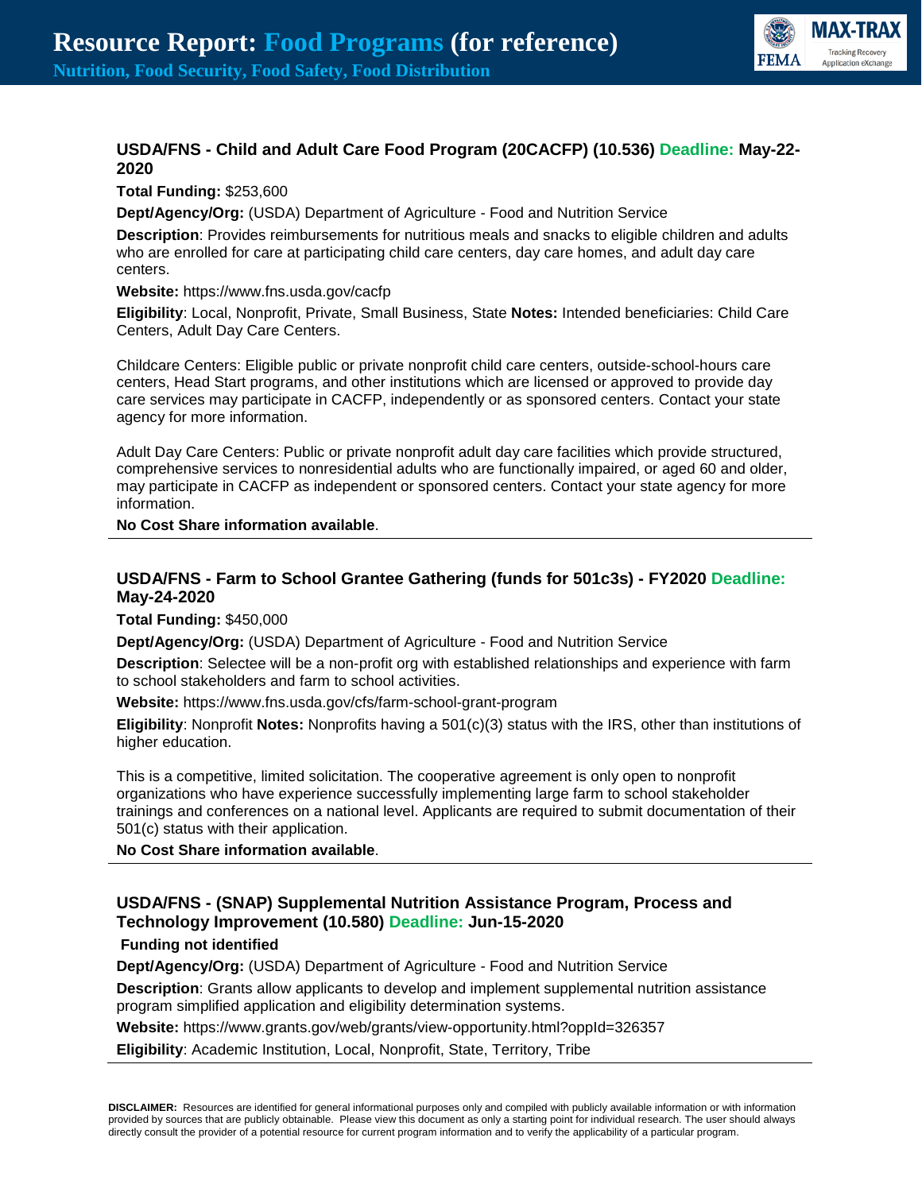### USDA/FNS - Child and Adult Care Food Program (20CACFP) (10.536) Deadline: May-22-2020

**Total Funding:** $253,600

**Dept/Agency/Org:** (USDA) Department of Agriculture - Food and Nutrition Service

**Description**: Provides reimbursements for nutritious meals and snacks to eligible children and adults who are enrolled for care at participating child care centers, day care homes, and adult day care centers.

**Website:** https://www.fns.usda.gov/cacfp

**Eligibility**: Local, Nonprofit, Private, Small Business, State **Notes:** Intended beneficiaries: Child Care Centers, Adult Day Care Centers.

Childcare Centers: Eligible public or private nonprofit child care centers, outside-school-hours care centers, Head Start programs, and other institutions which are licensed or approved to provide day care services may participate in CACFP, independently or as sponsored centers. Contact your state agency for more information.

Adult Day Care Centers: Public or private nonprofit adult day care facilities which provide structured, comprehensive services to nonresidential adults who are functionally impaired, or aged 60 and older, may participate in CACFP as independent or sponsored centers. Contact your state agency for more information.

**No Cost Share information available**.

---

### USDA/FNS - Farm to School Grantee Gathering (funds for 501c3s) - FY2020 Deadline: May-24-2020

**Total Funding:** $450,000

**Dept/Agency/Org:** (USDA) Department of Agriculture - Food and Nutrition Service

**Description**: Selectee will be a non-profit org with established relationships and experience with farm to school stakeholders and farm to school activities.

**Website:** https://www.fns.usda.gov/cfs/farm-school-grant-program

**Eligibility**: Nonprofit **Notes:** Nonprofits having a 501(c)(3) status with the IRS, other than institutions of higher education.

This is a competitive, limited solicitation. The cooperative agreement is only open to nonprofit organizations who have experience successfully implementing large farm to school stakeholder trainings and conferences on a national level. Applicants are required to submit documentation of their 501(c) status with their application.

**No Cost Share information available**.

---

### USDA/FNS - (SNAP) Supplemental Nutrition Assistance Program, Process and Technology Improvement (10.580) Deadline: Jun-15-2020

**Funding not identified**

**Dept/Agency/Org:** (USDA) Department of Agriculture - Food and Nutrition Service

**Description**: Grants allow applicants to develop and implement supplemental nutrition assistance program simplified application and eligibility determination systems.

**Website:** https://www.grants.gov/web/grants/view-opportunity.html?oppId=326357

**Eligibility**: Academic Institution, Local, Nonprofit, State, Territory, Tribe

---

**DISCLAIMER:** Resources are identified for general informational purposes only and compiled with publicly available information or with information provided by sources that are publicly obtainable. Please view this document as only a starting point for individual research. The user should always directly consult the provider of a potential resource for current program information and to verify the applicability of a particular program.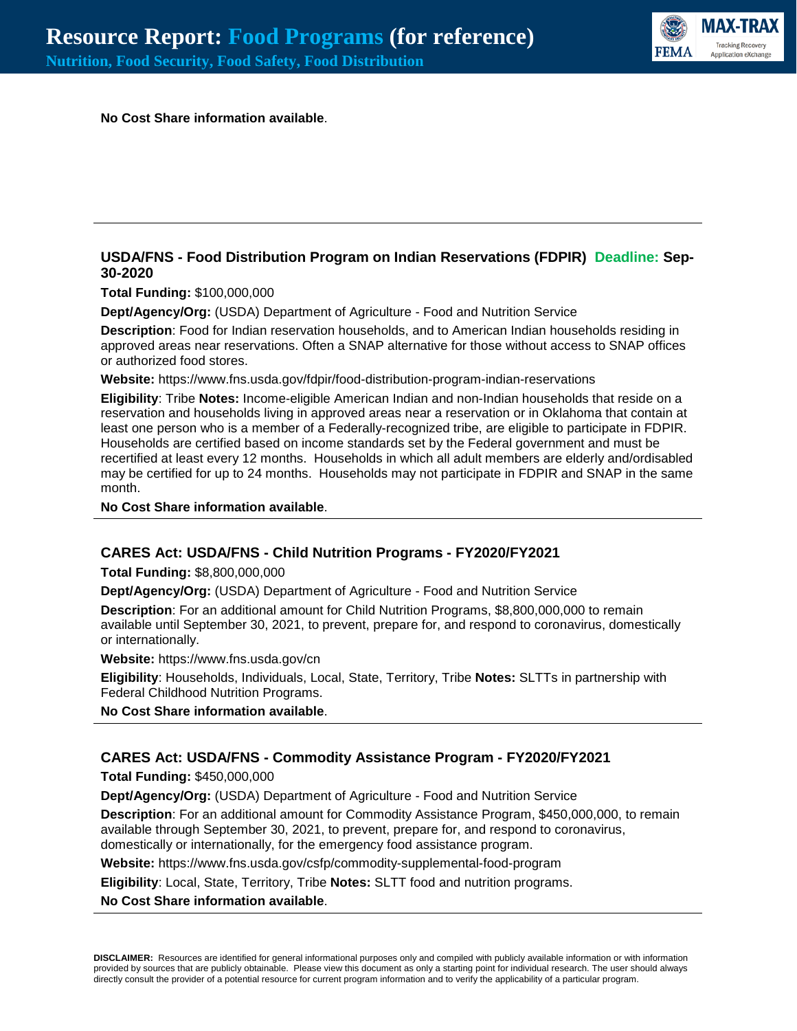**No Cost Share information available**.

---

### USDA/FNS - Food Distribution Program on Indian Reservations (FDPIR) Deadline: Sep-30-2020

**Total Funding:** $100,000,000

**Dept/Agency/Org:** (USDA) Department of Agriculture - Food and Nutrition Service

**Description**: Food for Indian reservation households, and to American Indian households residing in approved areas near reservations. Often a SNAP alternative for those without access to SNAP offices or authorized food stores.

**Website:** https://www.fns.usda.gov/fdpir/food-distribution-program-indian-reservations

**Eligibility**: Tribe **Notes:** Income-eligible American Indian and non-Indian households that reside on a reservation and households living in approved areas near a reservation or in Oklahoma that contain at least one person who is a member of a Federally-recognized tribe, are eligible to participate in FDPIR. Households are certified based on income standards set by the Federal government and must be recertified at least every 12 months. Households in which all adult members are elderly and/ordisabled may be certified for up to 24 months. Households may not participate in FDPIR and SNAP in the same month.

**No Cost Share information available**.

---

### CARES Act: USDA/FNS - Child Nutrition Programs - FY2020/FY2021

**Total Funding:** $8,800,000,000

**Dept/Agency/Org:** (USDA) Department of Agriculture - Food and Nutrition Service

**Description**: For an additional amount for Child Nutrition Programs, $8,800,000,000 to remain available until September 30, 2021, to prevent, prepare for, and respond to coronavirus, domestically or internationally.

**Website:** https://www.fns.usda.gov/cn

**Eligibility**: Households, Individuals, Local, State, Territory, Tribe **Notes:** SLTTs in partnership with Federal Childhood Nutrition Programs.

**No Cost Share information available**.

---

### CARES Act: USDA/FNS - Commodity Assistance Program - FY2020/FY2021

**Total Funding:** $450,000,000

**Dept/Agency/Org:** (USDA) Department of Agriculture - Food and Nutrition Service

**Description**: For an additional amount for Commodity Assistance Program, $450,000,000, to remain available through September 30, 2021, to prevent, prepare for, and respond to coronavirus, domestically or internationally, for the emergency food assistance program.

**Website:** https://www.fns.usda.gov/csfp/commodity-supplemental-food-program

**Eligibility**: Local, State, Territory, Tribe **Notes:** SLTT food and nutrition programs.

**No Cost Share information available**.

---

**DISCLAIMER:** Resources are identified for general informational purposes only and compiled with publicly available information or with information provided by sources that are publicly obtainable. Please view this document as only a starting point for individual research. The user should always directly consult the provider of a potential resource for current program information and to verify the applicability of a particular program.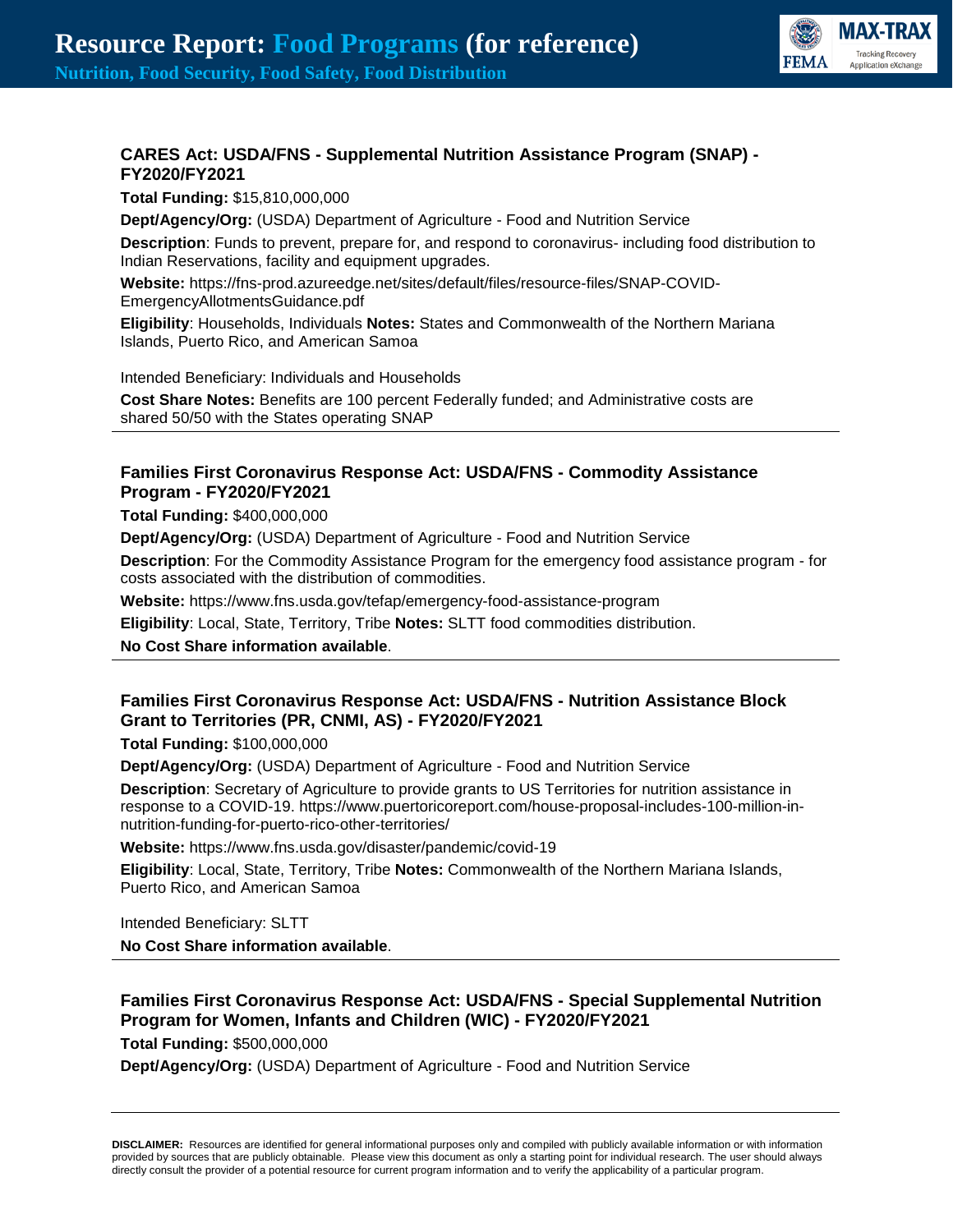### CARES Act: USDA/FNS - Supplemental Nutrition Assistance Program (SNAP) - FY2020/FY2021

**Total Funding:** $15,810,000,000

**Dept/Agency/Org:** (USDA) Department of Agriculture - Food and Nutrition Service

**Description**: Funds to prevent, prepare for, and respond to coronavirus- including food distribution to Indian Reservations, facility and equipment upgrades.

**Website:** https://fns-prod.azureedge.net/sites/default/files/resource-files/SNAP-COVID-EmergencyAllotmentsGuidance.pdf

**Eligibility**: Households, Individuals **Notes:** States and Commonwealth of the Northern Mariana Islands, Puerto Rico, and American Samoa

Intended Beneficiary: Individuals and Households

**Cost Share Notes:** Benefits are 100 percent Federally funded; and Administrative costs are shared 50/50 with the States operating SNAP

---

### Families First Coronavirus Response Act: USDA/FNS - Commodity Assistance Program - FY2020/FY2021

**Total Funding:** $400,000,000

**Dept/Agency/Org:** (USDA) Department of Agriculture - Food and Nutrition Service

**Description**: For the Commodity Assistance Program for the emergency food assistance program - for costs associated with the distribution of commodities.

**Website:** https://www.fns.usda.gov/tefap/emergency-food-assistance-program

**Eligibility**: Local, State, Territory, Tribe **Notes:** SLTT food commodities distribution.

**No Cost Share information available**.

---

### Families First Coronavirus Response Act: USDA/FNS - Nutrition Assistance Block Grant to Territories (PR, CNMI, AS) - FY2020/FY2021

**Total Funding:** $100,000,000

**Dept/Agency/Org:** (USDA) Department of Agriculture - Food and Nutrition Service

**Description**: Secretary of Agriculture to provide grants to US Territories for nutrition assistance in response to a COVID-19. https://www.puertoricoreport.com/house-proposal-includes-100-million-in-nutrition-funding-for-puerto-rico-other-territories/

**Website:** https://www.fns.usda.gov/disaster/pandemic/covid-19

**Eligibility**: Local, State, Territory, Tribe **Notes:** Commonwealth of the Northern Mariana Islands, Puerto Rico, and American Samoa

Intended Beneficiary: SLTT

**No Cost Share information available**.

---

### Families First Coronavirus Response Act: USDA/FNS - Special Supplemental Nutrition Program for Women, Infants and Children (WIC) - FY2020/FY2021

**Total Funding:** $500,000,000

**Dept/Agency/Org:** (USDA) Department of Agriculture - Food and Nutrition Service

---

**DISCLAIMER:** Resources are identified for general informational purposes only and compiled with publicly available information or with information provided by sources that are publicly obtainable. Please view this document as only a starting point for individual research. The user should always directly consult the provider of a potential resource for current program information and to verify the applicability of a particular program.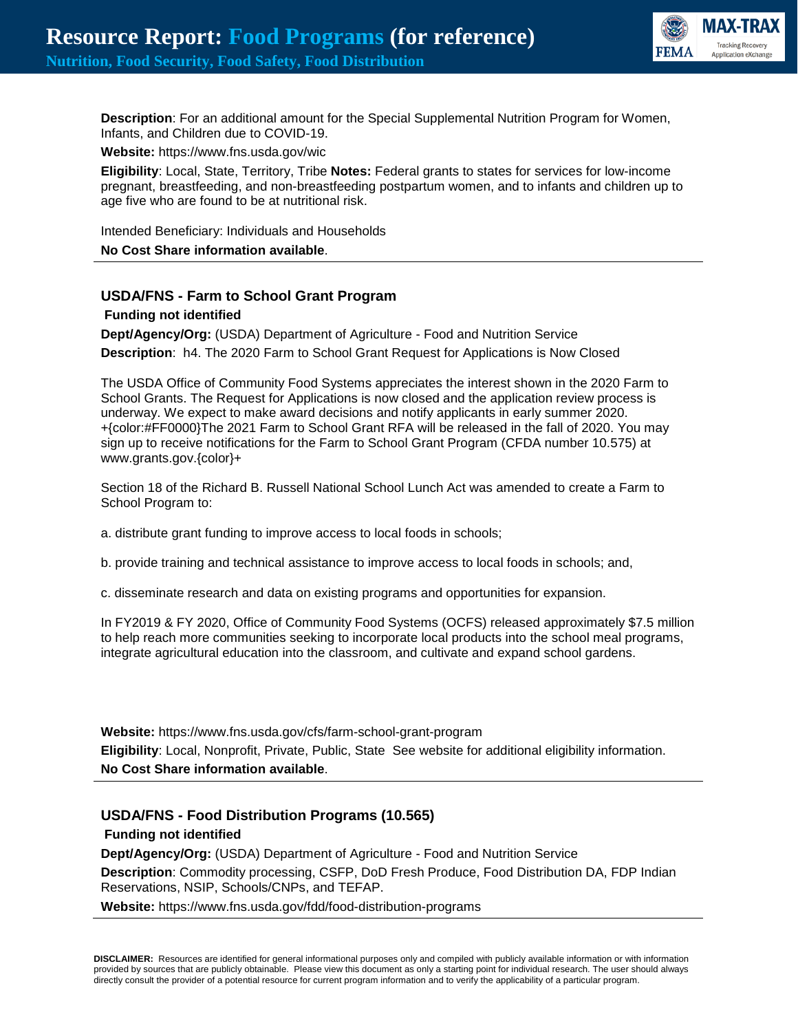**Description**: For an additional amount for the Special Supplemental Nutrition Program for Women, Infants, and Children due to COVID-19.

**Website:** https://www.fns.usda.gov/wic

**Eligibility**: Local, State, Territory, Tribe **Notes:** Federal grants to states for services for low-income pregnant, breastfeeding, and non-breastfeeding postpartum women, and to infants and children up to age five who are found to be at nutritional risk.

Intended Beneficiary: Individuals and Households

**No Cost Share information available**.

---

### USDA/FNS - Farm to School Grant Program

**Funding not identified**

**Dept/Agency/Org:** (USDA) Department of Agriculture - Food and Nutrition Service

**Description**: h4. The 2020 Farm to School Grant Request for Applications is Now Closed

The USDA Office of Community Food Systems appreciates the interest shown in the 2020 Farm to School Grants. The Request for Applications is now closed and the application review process is underway. We expect to make award decisions and notify applicants in early summer 2020. +{color:#FF0000}The 2021 Farm to School Grant RFA will be released in the fall of 2020. You may sign up to receive notifications for the Farm to School Grant Program (CFDA number 10.575) at www.grants.gov.{color}+

Section 18 of the Richard B. Russell National School Lunch Act was amended to create a Farm to School Program to:

a. distribute grant funding to improve access to local foods in schools;

b. provide training and technical assistance to improve access to local foods in schools; and,

c. disseminate research and data on existing programs and opportunities for expansion.

In FY2019 & FY 2020, Office of Community Food Systems (OCFS) released approximately $7.5 million to help reach more communities seeking to incorporate local products into the school meal programs, integrate agricultural education into the classroom, and cultivate and expand school gardens.

**Website:** https://www.fns.usda.gov/cfs/farm-school-grant-program

**Eligibility**: Local, Nonprofit, Private, Public, State See website for additional eligibility information.

**No Cost Share information available**.

---

### USDA/FNS - Food Distribution Programs (10.565)

**Funding not identified**

**Dept/Agency/Org:** (USDA) Department of Agriculture - Food and Nutrition Service

**Description**: Commodity processing, CSFP, DoD Fresh Produce, Food Distribution DA, FDP Indian Reservations, NSIP, Schools/CNPs, and TEFAP.

**Website:** https://www.fns.usda.gov/fdd/food-distribution-programs

---

**DISCLAIMER:** Resources are identified for general informational purposes only and compiled with publicly available information or with information provided by sources that are publicly obtainable. Please view this document as only a starting point for individual research. The user should always directly consult the provider of a potential resource for current program information and to verify the applicability of a particular program.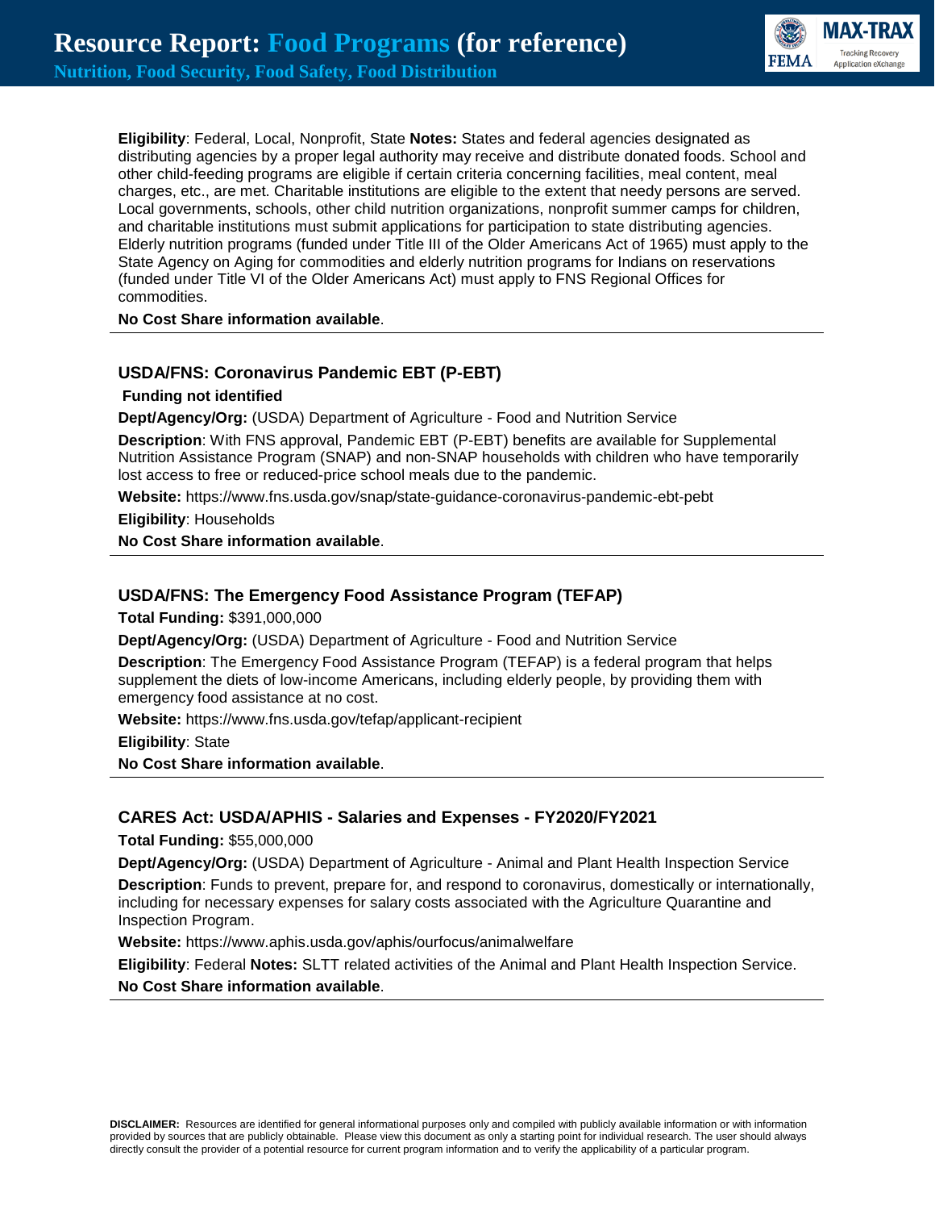**Eligibility**: Federal, Local, Nonprofit, State **Notes:** States and federal agencies designated as distributing agencies by a proper legal authority may receive and distribute donated foods. School and other child-feeding programs are eligible if certain criteria concerning facilities, meal content, meal charges, etc., are met. Charitable institutions are eligible to the extent that needy persons are served. Local governments, schools, other child nutrition organizations, nonprofit summer camps for children, and charitable institutions must submit applications for participation to state distributing agencies. Elderly nutrition programs (funded under Title III of the Older Americans Act of 1965) must apply to the State Agency on Aging for commodities and elderly nutrition programs for Indians on reservations (funded under Title VI of the Older Americans Act) must apply to FNS Regional Offices for commodities.

**No Cost Share information available**.

---

### USDA/FNS: Coronavirus Pandemic EBT (P-EBT)

**Funding not identified**

**Dept/Agency/Org:** (USDA) Department of Agriculture - Food and Nutrition Service

**Description**: With FNS approval, Pandemic EBT (P-EBT) benefits are available for Supplemental Nutrition Assistance Program (SNAP) and non-SNAP households with children who have temporarily lost access to free or reduced-price school meals due to the pandemic.

**Website:** https://www.fns.usda.gov/snap/state-guidance-coronavirus-pandemic-ebt-pebt

**Eligibility**: Households

**No Cost Share information available**.

---

### USDA/FNS: The Emergency Food Assistance Program (TEFAP)

**Total Funding:** $391,000,000

**Dept/Agency/Org:** (USDA) Department of Agriculture - Food and Nutrition Service

**Description**: The Emergency Food Assistance Program (TEFAP) is a federal program that helps supplement the diets of low-income Americans, including elderly people, by providing them with emergency food assistance at no cost.

**Website:** https://www.fns.usda.gov/tefap/applicant-recipient

**Eligibility**: State

**No Cost Share information available**.

---

### CARES Act: USDA/APHIS - Salaries and Expenses - FY2020/FY2021

**Total Funding:** $55,000,000

**Dept/Agency/Org:** (USDA) Department of Agriculture - Animal and Plant Health Inspection Service

**Description**: Funds to prevent, prepare for, and respond to coronavirus, domestically or internationally, including for necessary expenses for salary costs associated with the Agriculture Quarantine and Inspection Program.

**Website:** https://www.aphis.usda.gov/aphis/ourfocus/animalwelfare

**Eligibility**: Federal **Notes:** SLTT related activities of the Animal and Plant Health Inspection Service.

**No Cost Share information available**.

---

**DISCLAIMER:** Resources are identified for general informational purposes only and compiled with publicly available information or with information provided by sources that are publicly obtainable. Please view this document as only a starting point for individual research. The user should always directly consult the provider of a potential resource for current program information and to verify the applicability of a particular program.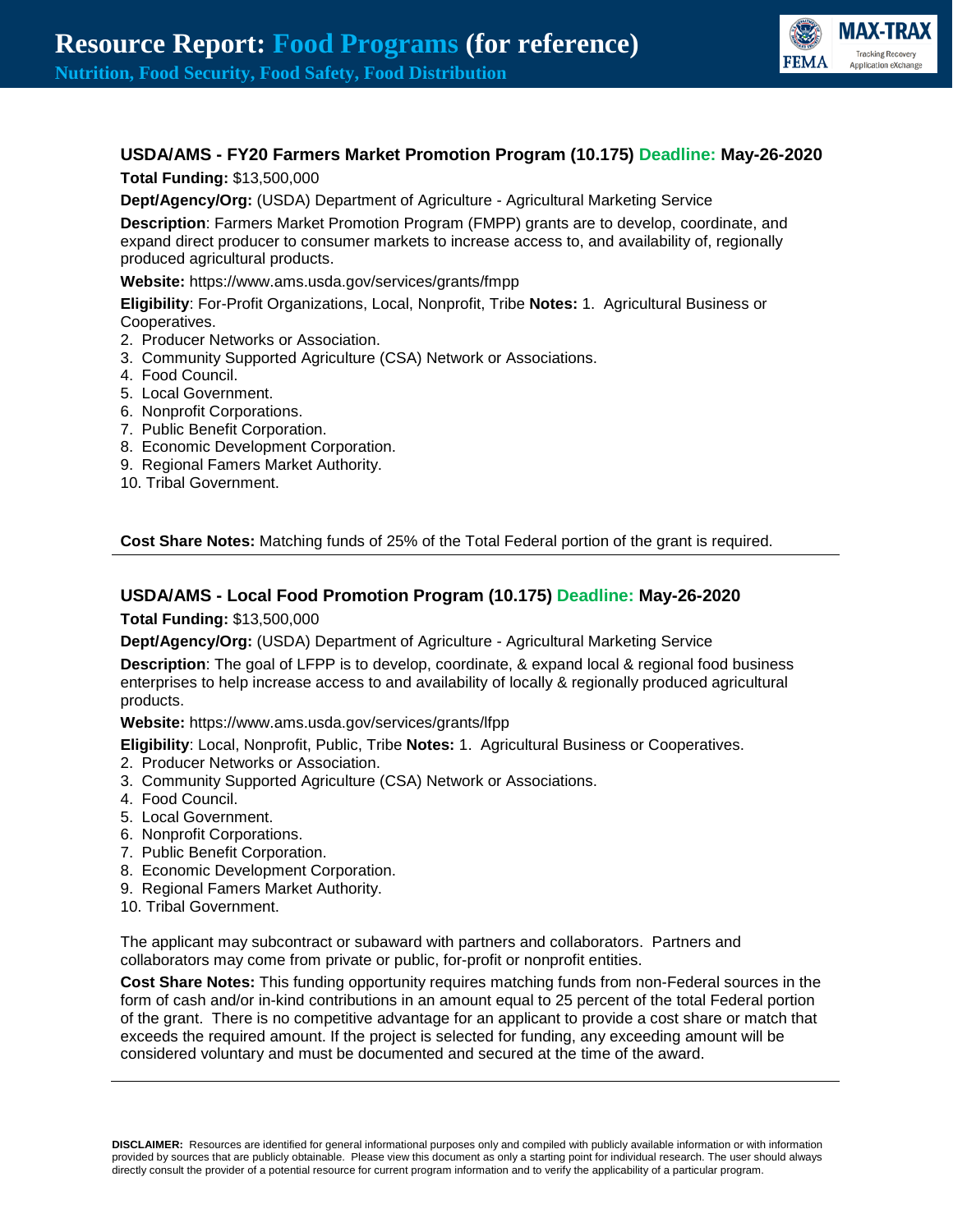### USDA/AMS - FY20 Farmers Market Promotion Program (10.175) Deadline: May-26-2020

**Total Funding:** $13,500,000

**Dept/Agency/Org:** (USDA) Department of Agriculture - Agricultural Marketing Service

**Description**: Farmers Market Promotion Program (FMPP) grants are to develop, coordinate, and expand direct producer to consumer markets to increase access to, and availability of, regionally produced agricultural products.

**Website:** https://www.ams.usda.gov/services/grants/fmpp

**Eligibility**: For-Profit Organizations, Local, Nonprofit, Tribe **Notes:** 1. Agricultural Business or Cooperatives.
2. Producer Networks or Association.
3. Community Supported Agriculture (CSA) Network or Associations.
4. Food Council.
5. Local Government.
6. Nonprofit Corporations.
7. Public Benefit Corporation.
8. Economic Development Corporation.
9. Regional Famers Market Authority.
10. Tribal Government.

**Cost Share Notes:** Matching funds of 25% of the Total Federal portion of the grant is required.

---

### USDA/AMS - Local Food Promotion Program (10.175) Deadline: May-26-2020

**Total Funding:** $13,500,000

**Dept/Agency/Org:** (USDA) Department of Agriculture - Agricultural Marketing Service

**Description**: The goal of LFPP is to develop, coordinate, & expand local & regional food business enterprises to help increase access to and availability of locally & regionally produced agricultural products.

**Website:** https://www.ams.usda.gov/services/grants/lfpp

**Eligibility**: Local, Nonprofit, Public, Tribe **Notes:** 1. Agricultural Business or Cooperatives.
2. Producer Networks or Association.
3. Community Supported Agriculture (CSA) Network or Associations.
4. Food Council.
5. Local Government.
6. Nonprofit Corporations.
7. Public Benefit Corporation.
8. Economic Development Corporation.
9. Regional Famers Market Authority.
10. Tribal Government.

The applicant may subcontract or subaward with partners and collaborators. Partners and collaborators may come from private or public, for-profit or nonprofit entities.

**Cost Share Notes:** This funding opportunity requires matching funds from non-Federal sources in the form of cash and/or in-kind contributions in an amount equal to 25 percent of the total Federal portion of the grant. There is no competitive advantage for an applicant to provide a cost share or match that exceeds the required amount. If the project is selected for funding, any exceeding amount will be considered voluntary and must be documented and secured at the time of the award.

---

**DISCLAIMER:** Resources are identified for general informational purposes only and compiled with publicly available information or with information provided by sources that are publicly obtainable. Please view this document as only a starting point for individual research. The user should always directly consult the provider of a potential resource for current program information and to verify the applicability of a particular program.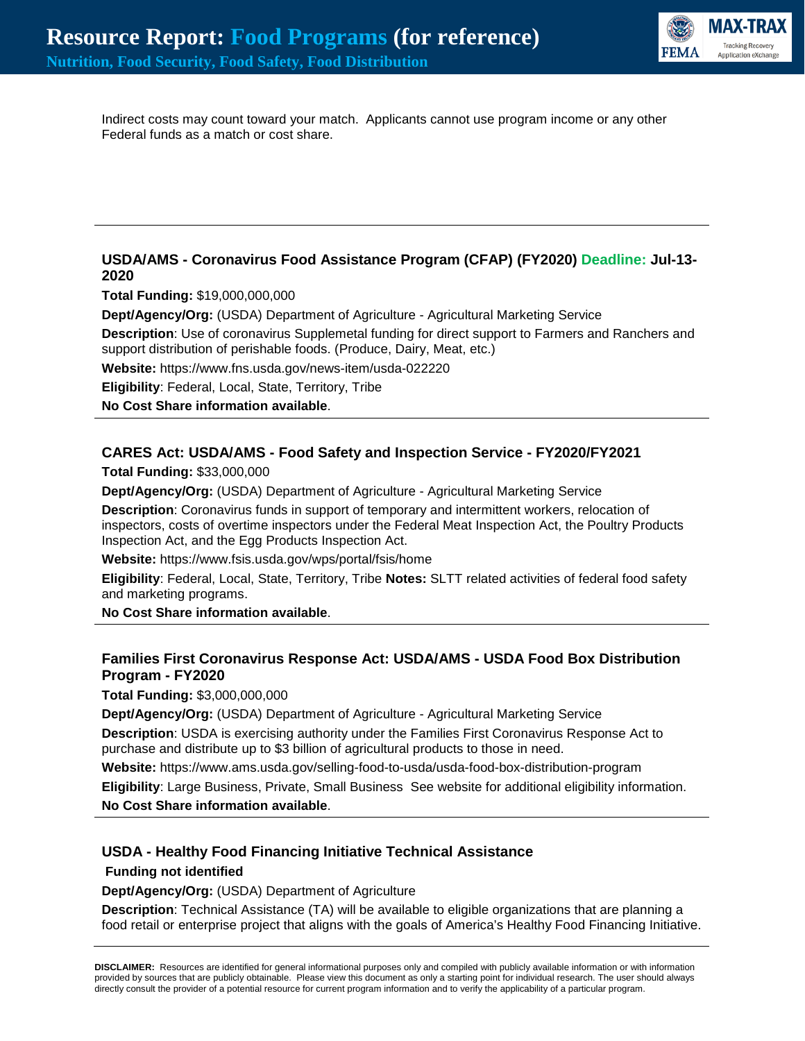Indirect costs may count toward your match. Applicants cannot use program income or any other Federal funds as a match or cost share.

---

### USDA/AMS - Coronavirus Food Assistance Program (CFAP) (FY2020) Deadline: Jul-13-2020

**Total Funding:** $19,000,000,000

**Dept/Agency/Org:** (USDA) Department of Agriculture - Agricultural Marketing Service

**Description**: Use of coronavirus Supplemetal funding for direct support to Farmers and Ranchers and support distribution of perishable foods. (Produce, Dairy, Meat, etc.)

**Website:** https://www.fns.usda.gov/news-item/usda-022220

**Eligibility**: Federal, Local, State, Territory, Tribe

**No Cost Share information available**.

---

### CARES Act: USDA/AMS - Food Safety and Inspection Service - FY2020/FY2021

**Total Funding:** $33,000,000

**Dept/Agency/Org:** (USDA) Department of Agriculture - Agricultural Marketing Service

**Description**: Coronavirus funds in support of temporary and intermittent workers, relocation of inspectors, costs of overtime inspectors under the Federal Meat Inspection Act, the Poultry Products Inspection Act, and the Egg Products Inspection Act.

**Website:** https://www.fsis.usda.gov/wps/portal/fsis/home

**Eligibility**: Federal, Local, State, Territory, Tribe **Notes:** SLTT related activities of federal food safety and marketing programs.

**No Cost Share information available**.

---

### Families First Coronavirus Response Act: USDA/AMS - USDA Food Box Distribution Program - FY2020

**Total Funding:** $3,000,000,000

**Dept/Agency/Org:** (USDA) Department of Agriculture - Agricultural Marketing Service

**Description**: USDA is exercising authority under the Families First Coronavirus Response Act to purchase and distribute up to $3 billion of agricultural products to those in need.

**Website:** https://www.ams.usda.gov/selling-food-to-usda/usda-food-box-distribution-program

**Eligibility**: Large Business, Private, Small Business See website for additional eligibility information.

**No Cost Share information available**.

---

### USDA - Healthy Food Financing Initiative Technical Assistance

**Funding not identified**

**Dept/Agency/Org:** (USDA) Department of Agriculture

**Description**: Technical Assistance (TA) will be available to eligible organizations that are planning a food retail or enterprise project that aligns with the goals of America's Healthy Food Financing Initiative.

---

**DISCLAIMER:** Resources are identified for general informational purposes only and compiled with publicly available information or with information provided by sources that are publicly obtainable. Please view this document as only a starting point for individual research. The user should always directly consult the provider of a potential resource for current program information and to verify the applicability of a particular program.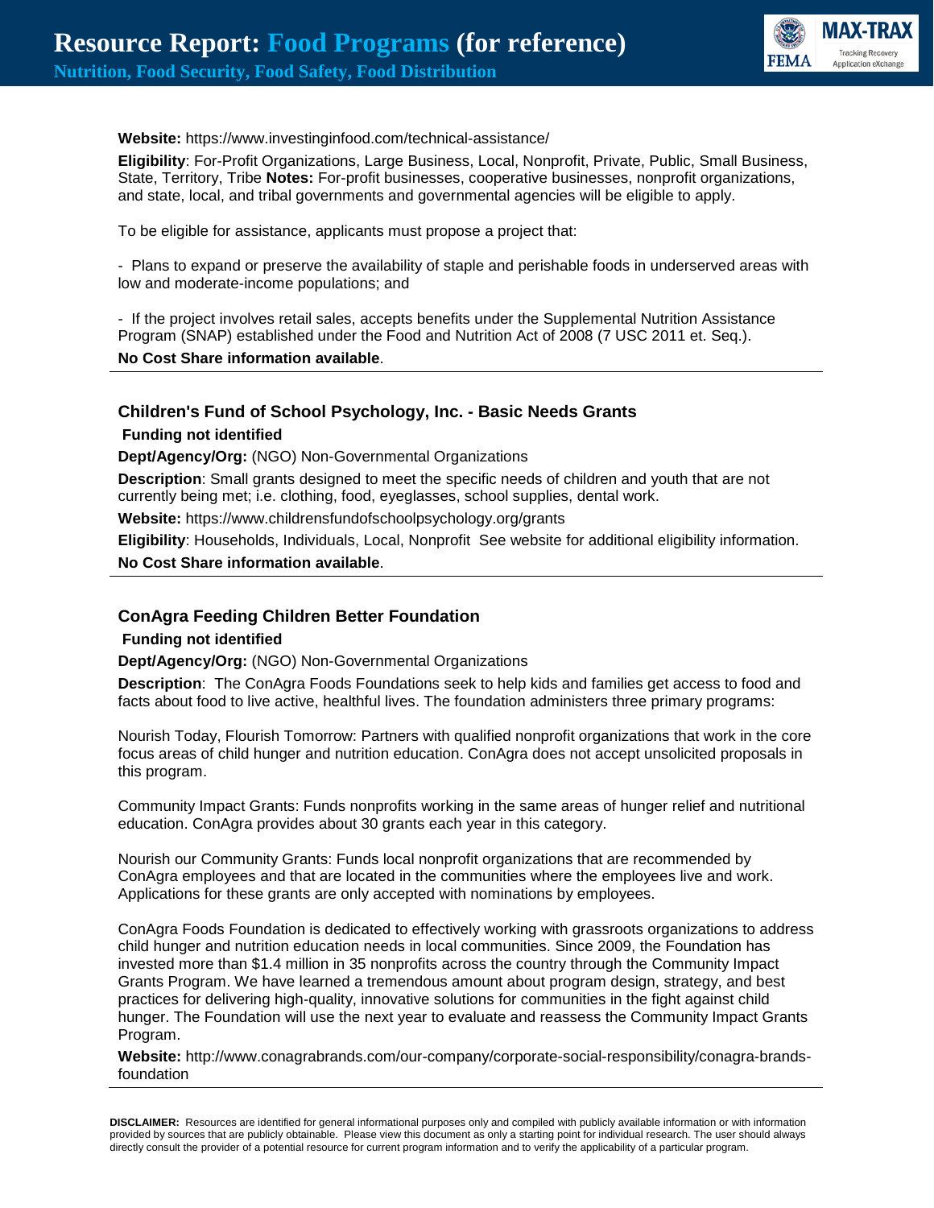**Website:** https://www.investinginfood.com/technical-assistance/

**Eligibility**: For-Profit Organizations, Large Business, Local, Nonprofit, Private, Public, Small Business, State, Territory, Tribe **Notes:** For-profit businesses, cooperative businesses, nonprofit organizations, and state, local, and tribal governments and governmental agencies will be eligible to apply.

To be eligible for assistance, applicants must propose a project that:

- Plans to expand or preserve the availability of staple and perishable foods in underserved areas with low and moderate-income populations; and

- If the project involves retail sales, accepts benefits under the Supplemental Nutrition Assistance Program (SNAP) established under the Food and Nutrition Act of 2008 (7 USC 2011 et. Seq.).

**No Cost Share information available**.

---

### Children's Fund of School Psychology, Inc. - Basic Needs Grants

**Funding not identified**

**Dept/Agency/Org:** (NGO) Non-Governmental Organizations

**Description**: Small grants designed to meet the specific needs of children and youth that are not currently being met; i.e. clothing, food, eyeglasses, school supplies, dental work.

**Website:** https://www.childrensfundofschoolpsychology.org/grants

**Eligibility**: Households, Individuals, Local, Nonprofit See website for additional eligibility information.

**No Cost Share information available**.

---

### ConAgra Feeding Children Better Foundation

**Funding not identified**

**Dept/Agency/Org:** (NGO) Non-Governmental Organizations

**Description**: The ConAgra Foods Foundations seek to help kids and families get access to food and facts about food to live active, healthful lives. The foundation administers three primary programs:

Nourish Today, Flourish Tomorrow: Partners with qualified nonprofit organizations that work in the core focus areas of child hunger and nutrition education. ConAgra does not accept unsolicited proposals in this program.

Community Impact Grants: Funds nonprofits working in the same areas of hunger relief and nutritional education. ConAgra provides about 30 grants each year in this category.

Nourish our Community Grants: Funds local nonprofit organizations that are recommended by ConAgra employees and that are located in the communities where the employees live and work. Applications for these grants are only accepted with nominations by employees.

ConAgra Foods Foundation is dedicated to effectively working with grassroots organizations to address child hunger and nutrition education needs in local communities. Since 2009, the Foundation has invested more than $1.4 million in 35 nonprofits across the country through the Community Impact Grants Program. We have learned a tremendous amount about program design, strategy, and best practices for delivering high-quality, innovative solutions for communities in the fight against child hunger. The Foundation will use the next year to evaluate and reassess the Community Impact Grants Program.

**Website:** http://www.conagrabrands.com/our-company/corporate-social-responsibility/conagra-brands-foundation

---

**DISCLAIMER:** Resources are identified for general informational purposes only and compiled with publicly available information or with information provided by sources that are publicly obtainable. Please view this document as only a starting point for individual research. The user should always directly consult the provider of a potential resource for current program information and to verify the applicability of a particular program.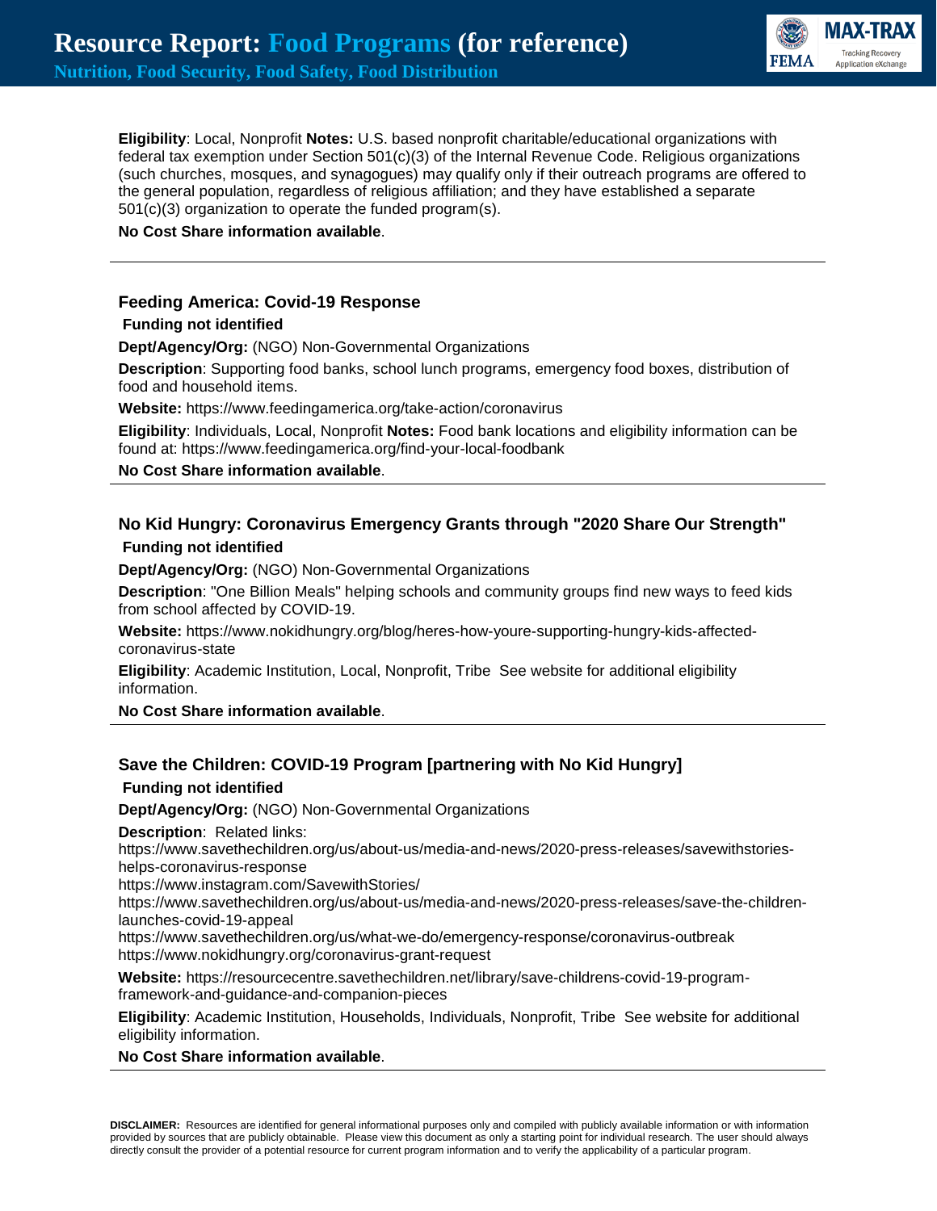**Eligibility**: Local, Nonprofit **Notes:** U.S. based nonprofit charitable/educational organizations with federal tax exemption under Section 501(c)(3) of the Internal Revenue Code. Religious organizations (such churches, mosques, and synagogues) may qualify only if their outreach programs are offered to the general population, regardless of religious affiliation; and they have established a separate 501(c)(3) organization to operate the funded program(s).

**No Cost Share information available**.

---

### Feeding America: Covid-19 Response

**Funding not identified**

**Dept/Agency/Org:** (NGO) Non-Governmental Organizations

**Description**: Supporting food banks, school lunch programs, emergency food boxes, distribution of food and household items.

**Website:** https://www.feedingamerica.org/take-action/coronavirus

**Eligibility**: Individuals, Local, Nonprofit **Notes:** Food bank locations and eligibility information can be found at: https://www.feedingamerica.org/find-your-local-foodbank

**No Cost Share information available**.

---

### No Kid Hungry: Coronavirus Emergency Grants through "2020 Share Our Strength"

**Funding not identified**

**Dept/Agency/Org:** (NGO) Non-Governmental Organizations

**Description**: "One Billion Meals" helping schools and community groups find new ways to feed kids from school affected by COVID-19.

**Website:** https://www.nokidhungry.org/blog/heres-how-youre-supporting-hungry-kids-affected-coronavirus-state

**Eligibility**: Academic Institution, Local, Nonprofit, Tribe See website for additional eligibility information.

**No Cost Share information available**.

---

### Save the Children: COVID-19 Program [partnering with No Kid Hungry]

**Funding not identified**

**Dept/Agency/Org:** (NGO) Non-Governmental Organizations

**Description**: Related links:
https://www.savethechildren.org/us/about-us/media-and-news/2020-press-releases/savewithstories-helps-coronavirus-response
https://www.instagram.com/SavewithStories/
https://www.savethechildren.org/us/about-us/media-and-news/2020-press-releases/save-the-children-launches-covid-19-appeal
https://www.savethechildren.org/us/what-we-do/emergency-response/coronavirus-outbreak
https://www.nokidhungry.org/coronavirus-grant-request

**Website:** https://resourcecentre.savethechildren.net/library/save-childrens-covid-19-program-framework-and-guidance-and-companion-pieces

**Eligibility**: Academic Institution, Households, Individuals, Nonprofit, Tribe See website for additional eligibility information.

**No Cost Share information available**.

---

**DISCLAIMER:** Resources are identified for general informational purposes only and compiled with publicly available information or with information provided by sources that are publicly obtainable. Please view this document as only a starting point for individual research. The user should always directly consult the provider of a potential resource for current program information and to verify the applicability of a particular program.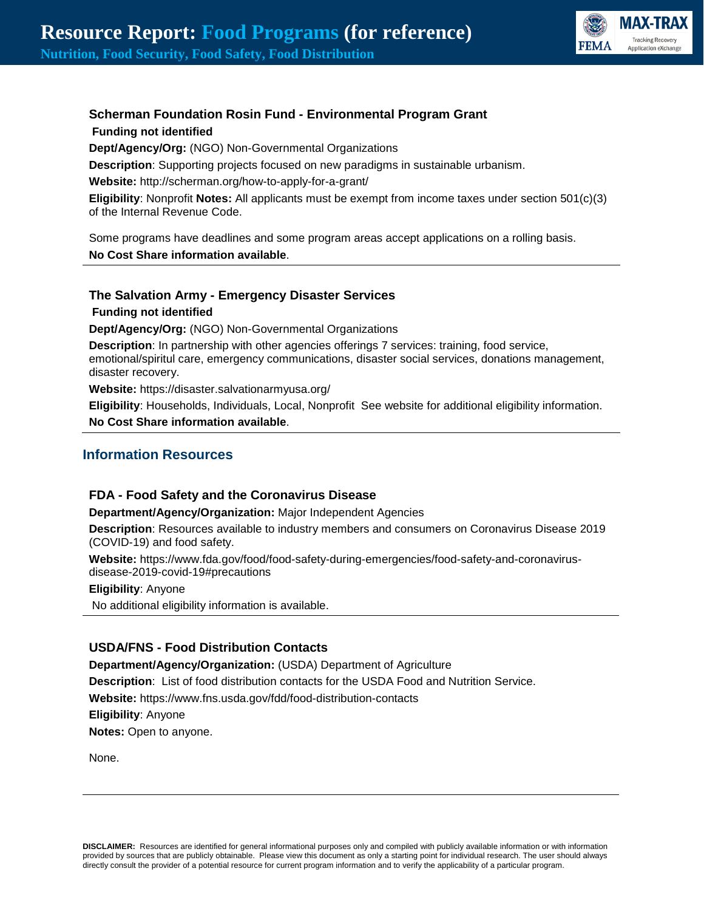### Scherman Foundation Rosin Fund - Environmental Program Grant

**Funding not identified**

**Dept/Agency/Org:** (NGO) Non-Governmental Organizations

**Description**: Supporting projects focused on new paradigms in sustainable urbanism.

**Website:** http://scherman.org/how-to-apply-for-a-grant/

**Eligibility**: Nonprofit **Notes:** All applicants must be exempt from income taxes under section 501(c)(3) of the Internal Revenue Code.

Some programs have deadlines and some program areas accept applications on a rolling basis.

**No Cost Share information available**.

---

### The Salvation Army - Emergency Disaster Services

**Funding not identified**

**Dept/Agency/Org:** (NGO) Non-Governmental Organizations

**Description**: In partnership with other agencies offerings 7 services: training, food service, emotional/spiritual care, emergency communications, disaster social services, donations management, disaster recovery.

**Website:** https://disaster.salvationarmyusa.org/

**Eligibility**: Households, Individuals, Local, Nonprofit See website for additional eligibility information.

**No Cost Share information available**.

---

## Information Resources

### FDA - Food Safety and the Coronavirus Disease

**Department/Agency/Organization:** Major Independent Agencies

**Description**: Resources available to industry members and consumers on Coronavirus Disease 2019 (COVID-19) and food safety.

**Website:** https://www.fda.gov/food/food-safety-during-emergencies/food-safety-and-coronavirus-disease-2019-covid-19#precautions

**Eligibility**: Anyone

No additional eligibility information is available.

---

### USDA/FNS - Food Distribution Contacts

**Department/Agency/Organization:** (USDA) Department of Agriculture

**Description**: List of food distribution contacts for the USDA Food and Nutrition Service.

**Website:** https://www.fns.usda.gov/fdd/food-distribution-contacts

**Eligibility**: Anyone

**Notes:** Open to anyone.

None.

---

**DISCLAIMER:** Resources are identified for general informational purposes only and compiled with publicly available information or with information provided by sources that are publicly obtainable. Please view this document as only a starting point for individual research. The user should always directly consult the provider of a potential resource for current program information and to verify the applicability of a particular program.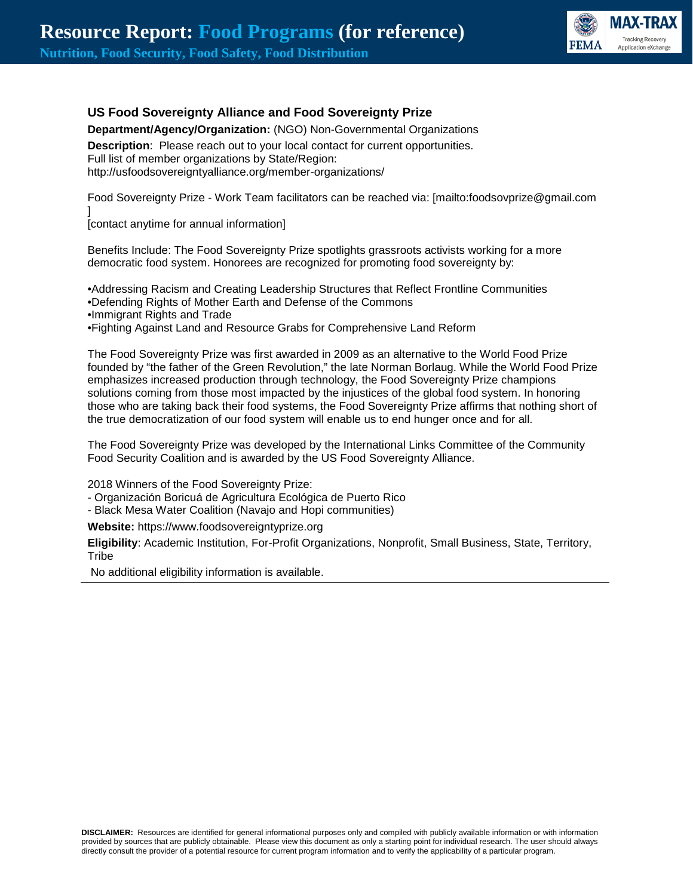### US Food Sovereignty Alliance and Food Sovereignty Prize

**Department/Agency/Organization:** (NGO) Non-Governmental Organizations

**Description**: Please reach out to your local contact for current opportunities.
Full list of member organizations by State/Region:
http://usfoodsovereigntyalliance.org/member-organizations/

Food Sovereignty Prize - Work Team facilitators can be reached via: [mailto:foodsovprize@gmail.com ]
[contact anytime for annual information]

Benefits Include: The Food Sovereignty Prize spotlights grassroots activists working for a more democratic food system. Honorees are recognized for promoting food sovereignty by:

•Addressing Racism and Creating Leadership Structures that Reflect Frontline Communities
•Defending Rights of Mother Earth and Defense of the Commons
•Immigrant Rights and Trade
•Fighting Against Land and Resource Grabs for Comprehensive Land Reform

The Food Sovereignty Prize was first awarded in 2009 as an alternative to the World Food Prize founded by "the father of the Green Revolution," the late Norman Borlaug. While the World Food Prize emphasizes increased production through technology, the Food Sovereignty Prize champions solutions coming from those most impacted by the injustices of the global food system. In honoring those who are taking back their food systems, the Food Sovereignty Prize affirms that nothing short of the true democratization of our food system will enable us to end hunger once and for all.

The Food Sovereignty Prize was developed by the International Links Committee of the Community Food Security Coalition and is awarded by the US Food Sovereignty Alliance.

2018 Winners of the Food Sovereignty Prize:
- Organización Boricuá de Agricultura Ecológica de Puerto Rico
- Black Mesa Water Coalition (Navajo and Hopi communities)

**Website:** https://www.foodsovereigntyprize.org

**Eligibility**: Academic Institution, For-Profit Organizations, Nonprofit, Small Business, State, Territory, Tribe

No additional eligibility information is available.

---

**DISCLAIMER:** Resources are identified for general informational purposes only and compiled with publicly available information or with information provided by sources that are publicly obtainable. Please view this document as only a starting point for individual research. The user should always directly consult the provider of a potential resource for current program information and to verify the applicability of a particular program.